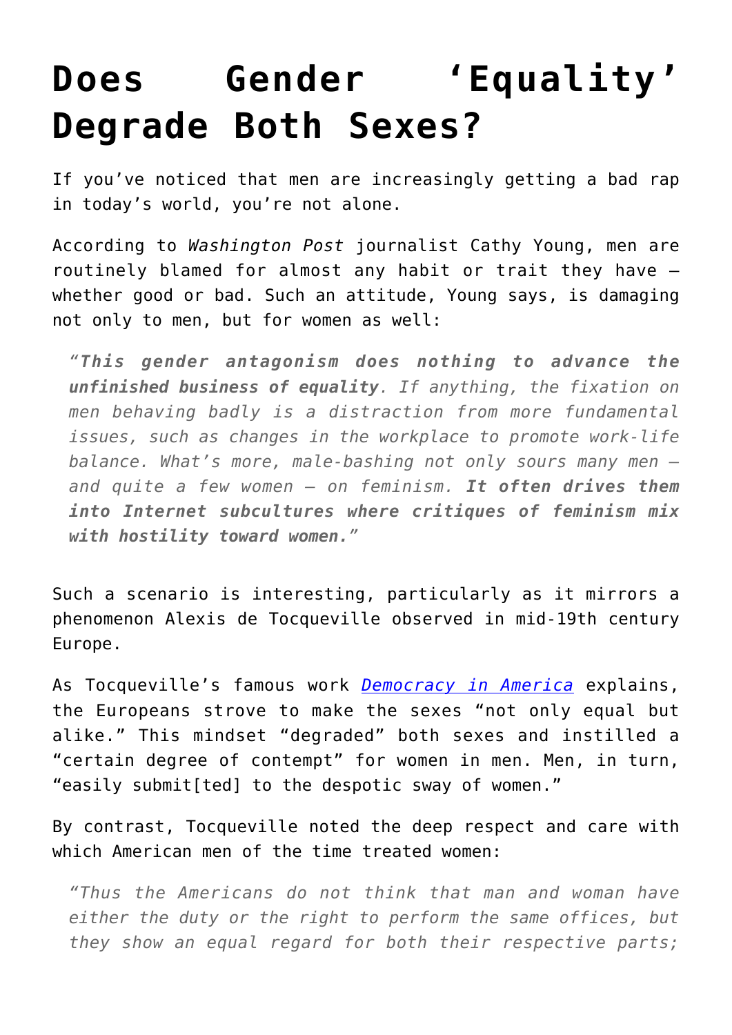# Does Gender 'Equality' Degrade Both Sexes?

If you've noticed that men are increasingly getting a bad rap in today's world, you're not alone.

According to *Washington Post* journalist Cathy Young, men are routinely blamed for almost any habit or trait they have – whether good or bad. Such an attitude, Young says, is damaging not only to men, but for women as well:

> *"**This gender antagonism does nothing to advance the unfinished business of equality**. If anything, the fixation on men behaving badly is a distraction from more fundamental issues, such as changes in the workplace to promote work-life balance. What's more, male-bashing not only sours many men — and quite a few women — on feminism. **It often drives them into Internet subcultures where critiques of feminism mix with hostility toward women.**"*

Such a scenario is interesting, particularly as it mirrors a phenomenon Alexis de Tocqueville observed in mid-19th century Europe.

As Tocqueville's famous work *Democracy in America* explains, the Europeans strove to make the sexes "not only equal but alike." This mindset "degraded" both sexes and instilled a "certain degree of contempt" for women in men. Men, in turn, "easily submit[ted] to the despotic sway of women."

By contrast, Tocqueville noted the deep respect and care with which American men of the time treated women:

> *"Thus the Americans do not think that man and woman have either the duty or the right to perform the same offices, but they show an equal regard for both their respective parts;*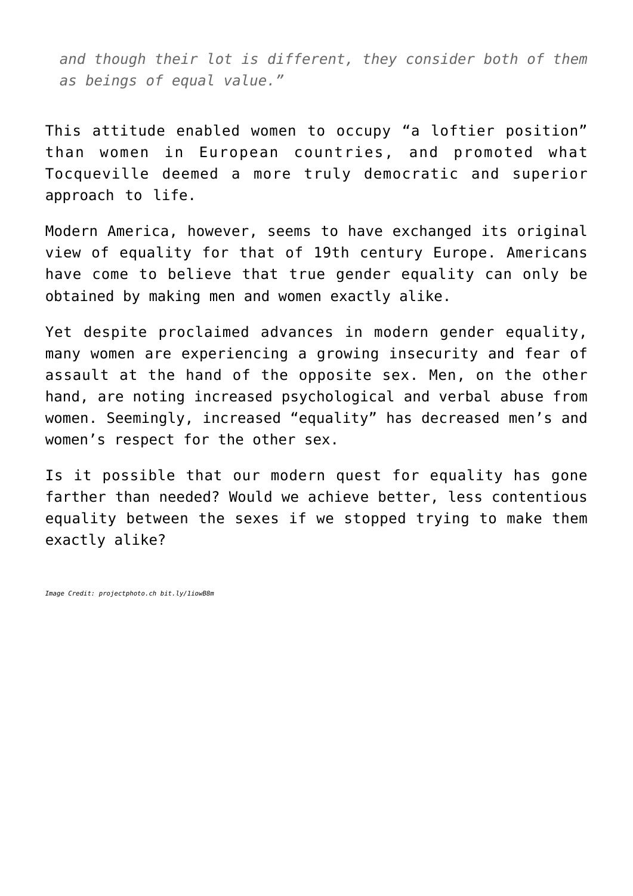> *and though their lot is different, they consider both of them as beings of equal value."*

This attitude enabled women to occupy "a loftier position" than women in European countries, and promoted what Tocqueville deemed a more truly democratic and superior approach to life.

Modern America, however, seems to have exchanged its original view of equality for that of 19th century Europe. Americans have come to believe that true gender equality can only be obtained by making men and women exactly alike.

Yet despite proclaimed advances in modern gender equality, many women are experiencing a growing insecurity and fear of assault at the hand of the opposite sex. Men, on the other hand, are noting increased psychological and verbal abuse from women. Seemingly, increased "equality" has decreased men's and women's respect for the other sex.

Is it possible that our modern quest for equality has gone farther than needed? Would we achieve better, less contentious equality between the sexes if we stopped trying to make them exactly alike?

*Image Credit: projectphoto.ch bit.ly/1iowB8m*